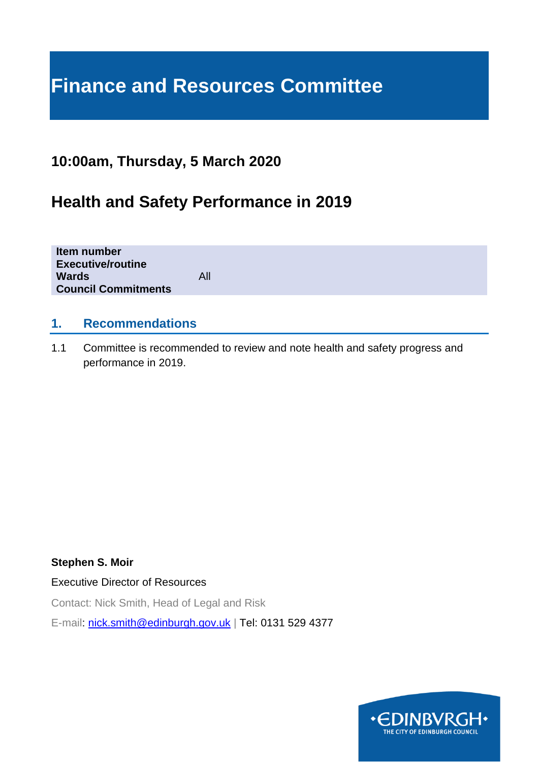# Finance and Resources Committee

## 10:00am, Thursday, 5 March 2020

## Health and Safety Performance in 2019

| | |
|---|---|
| **Item number** | |
| **Executive/routine** | |
| **Wards** | All |
| **Council Commitments** | |

## 1. Recommendations

1.1 Committee is recommended to review and note health and safety progress and performance in 2019.

**Stephen S. Moir**

Executive Director of Resources

Contact: Nick Smith, Head of Legal and Risk

E-mail: nick.smith@edinburgh.gov.uk | Tel: 0131 529 4377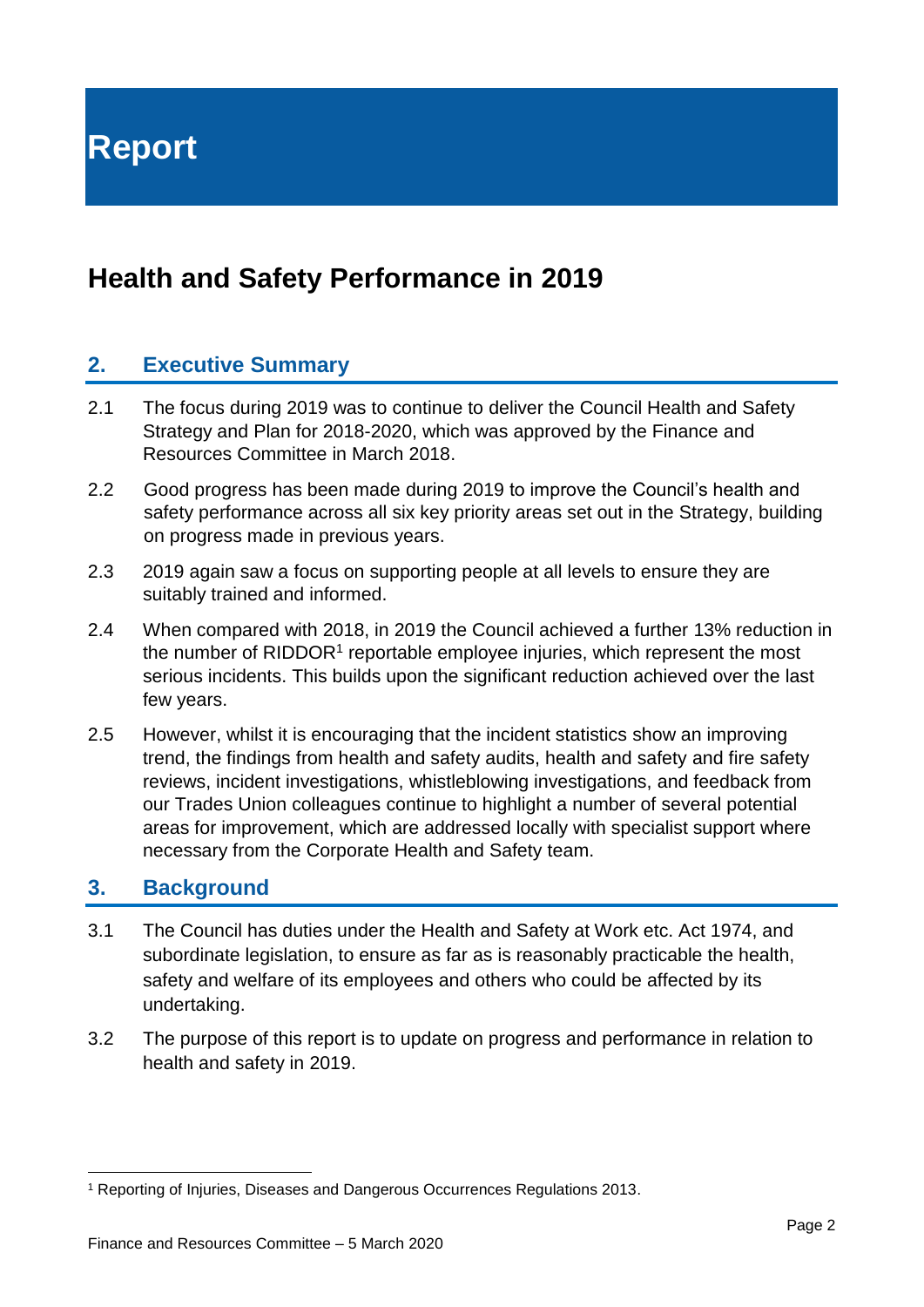# Report

## Health and Safety Performance in 2019

### 2. Executive Summary

2.1 The focus during 2019 was to continue to deliver the Council Health and Safety Strategy and Plan for 2018-2020, which was approved by the Finance and Resources Committee in March 2018.

2.2 Good progress has been made during 2019 to improve the Council's health and safety performance across all six key priority areas set out in the Strategy, building on progress made in previous years.

2.3 2019 again saw a focus on supporting people at all levels to ensure they are suitably trained and informed.

2.4 When compared with 2018, in 2019 the Council achieved a further 13% reduction in the number of RIDDOR[1] reportable employee injuries, which represent the most serious incidents. This builds upon the significant reduction achieved over the last few years.

2.5 However, whilst it is encouraging that the incident statistics show an improving trend, the findings from health and safety audits, health and safety and fire safety reviews, incident investigations, whistleblowing investigations, and feedback from our Trades Union colleagues continue to highlight a number of several potential areas for improvement, which are addressed locally with specialist support where necessary from the Corporate Health and Safety team.

### 3. Background

3.1 The Council has duties under the Health and Safety at Work etc. Act 1974, and subordinate legislation, to ensure as far as is reasonably practicable the health, safety and welfare of its employees and others who could be affected by its undertaking.

3.2 The purpose of this report is to update on progress and performance in relation to health and safety in 2019.

[1] Reporting of Injuries, Diseases and Dangerous Occurrences Regulations 2013.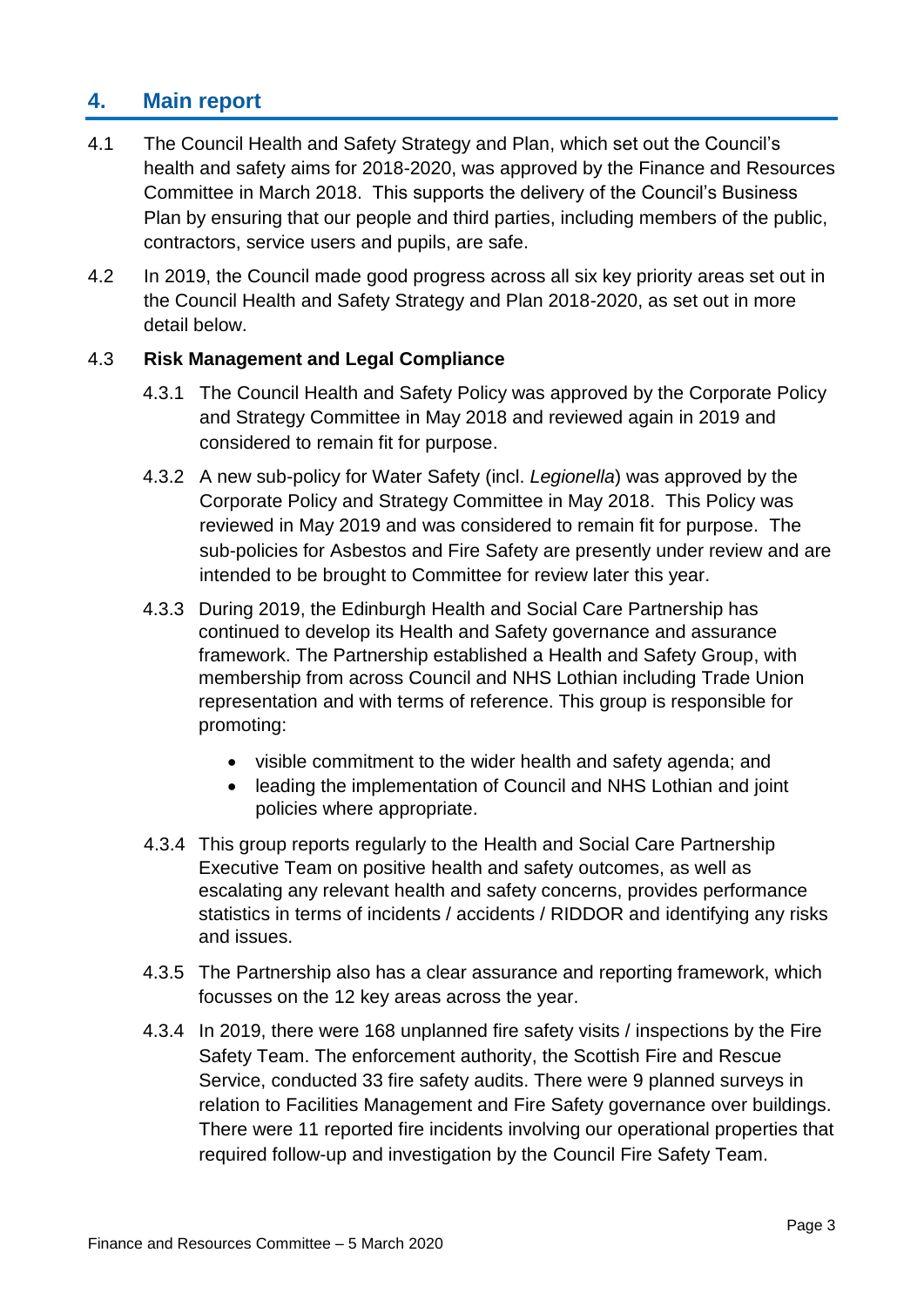## 4. Main report

4.1 The Council Health and Safety Strategy and Plan, which set out the Council's health and safety aims for 2018-2020, was approved by the Finance and Resources Committee in March 2018. This supports the delivery of the Council's Business Plan by ensuring that our people and third parties, including members of the public, contractors, service users and pupils, are safe.

4.2 In 2019, the Council made good progress across all six key priority areas set out in the Council Health and Safety Strategy and Plan 2018-2020, as set out in more detail below.

4.3 **Risk Management and Legal Compliance**

4.3.1 The Council Health and Safety Policy was approved by the Corporate Policy and Strategy Committee in May 2018 and reviewed again in 2019 and considered to remain fit for purpose.

4.3.2 A new sub-policy for Water Safety (incl. *Legionella*) was approved by the Corporate Policy and Strategy Committee in May 2018. This Policy was reviewed in May 2019 and was considered to remain fit for purpose. The sub-policies for Asbestos and Fire Safety are presently under review and are intended to be brought to Committee for review later this year.

4.3.3 During 2019, the Edinburgh Health and Social Care Partnership has continued to develop its Health and Safety governance and assurance framework. The Partnership established a Health and Safety Group, with membership from across Council and NHS Lothian including Trade Union representation and with terms of reference. This group is responsible for promoting:

- visible commitment to the wider health and safety agenda; and
- leading the implementation of Council and NHS Lothian and joint policies where appropriate.

4.3.4 This group reports regularly to the Health and Social Care Partnership Executive Team on positive health and safety outcomes, as well as escalating any relevant health and safety concerns, provides performance statistics in terms of incidents / accidents / RIDDOR and identifying any risks and issues.

4.3.5 The Partnership also has a clear assurance and reporting framework, which focusses on the 12 key areas across the year.

4.3.4 In 2019, there were 168 unplanned fire safety visits / inspections by the Fire Safety Team. The enforcement authority, the Scottish Fire and Rescue Service, conducted 33 fire safety audits. There were 9 planned surveys in relation to Facilities Management and Fire Safety governance over buildings. There were 11 reported fire incidents involving our operational properties that required follow-up and investigation by the Council Fire Safety Team.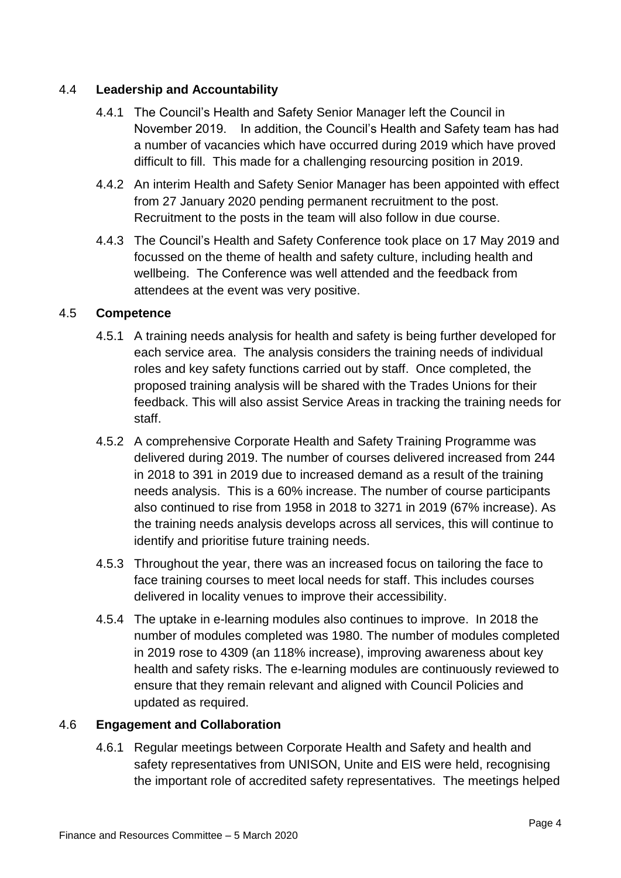### 4.4 **Leadership and Accountability**

4.4.1 The Council's Health and Safety Senior Manager left the Council in November 2019. In addition, the Council's Health and Safety team has had a number of vacancies which have occurred during 2019 which have proved difficult to fill. This made for a challenging resourcing position in 2019.

4.4.2 An interim Health and Safety Senior Manager has been appointed with effect from 27 January 2020 pending permanent recruitment to the post. Recruitment to the posts in the team will also follow in due course.

4.4.3 The Council's Health and Safety Conference took place on 17 May 2019 and focussed on the theme of health and safety culture, including health and wellbeing. The Conference was well attended and the feedback from attendees at the event was very positive.

### 4.5 **Competence**

4.5.1 A training needs analysis for health and safety is being further developed for each service area. The analysis considers the training needs of individual roles and key safety functions carried out by staff. Once completed, the proposed training analysis will be shared with the Trades Unions for their feedback. This will also assist Service Areas in tracking the training needs for staff.

4.5.2 A comprehensive Corporate Health and Safety Training Programme was delivered during 2019. The number of courses delivered increased from 244 in 2018 to 391 in 2019 due to increased demand as a result of the training needs analysis. This is a 60% increase. The number of course participants also continued to rise from 1958 in 2018 to 3271 in 2019 (67% increase). As the training needs analysis develops across all services, this will continue to identify and prioritise future training needs.

4.5.3 Throughout the year, there was an increased focus on tailoring the face to face training courses to meet local needs for staff. This includes courses delivered in locality venues to improve their accessibility.

4.5.4 The uptake in e-learning modules also continues to improve. In 2018 the number of modules completed was 1980. The number of modules completed in 2019 rose to 4309 (an 118% increase), improving awareness about key health and safety risks. The e-learning modules are continuously reviewed to ensure that they remain relevant and aligned with Council Policies and updated as required.

### 4.6 **Engagement and Collaboration**

4.6.1 Regular meetings between Corporate Health and Safety and health and safety representatives from UNISON, Unite and EIS were held, recognising the important role of accredited safety representatives. The meetings helped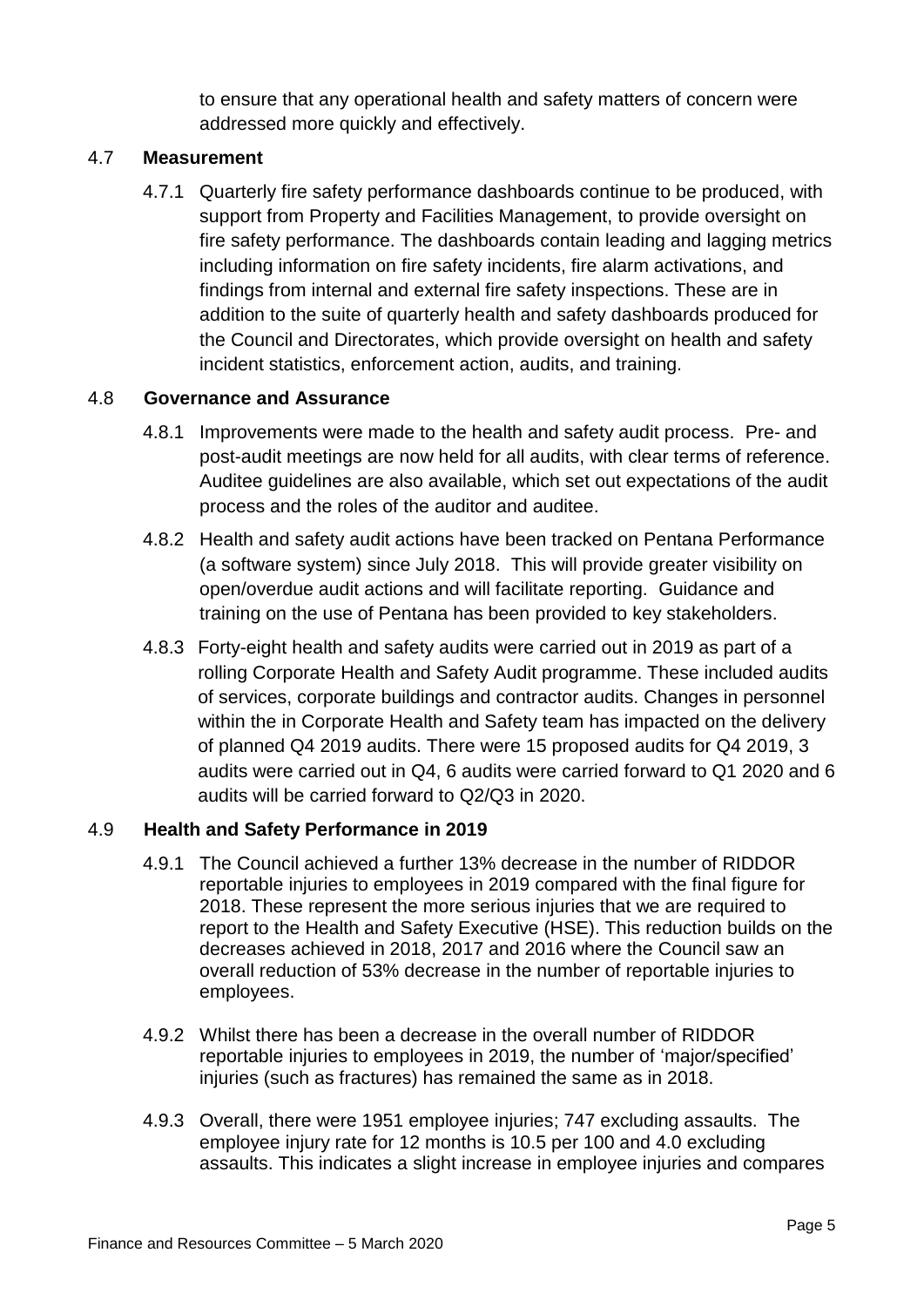to ensure that any operational health and safety matters of concern were addressed more quickly and effectively.

## 4.7 Measurement

4.7.1 Quarterly fire safety performance dashboards continue to be produced, with support from Property and Facilities Management, to provide oversight on fire safety performance. The dashboards contain leading and lagging metrics including information on fire safety incidents, fire alarm activations, and findings from internal and external fire safety inspections. These are in addition to the suite of quarterly health and safety dashboards produced for the Council and Directorates, which provide oversight on health and safety incident statistics, enforcement action, audits, and training.

## 4.8 Governance and Assurance

4.8.1 Improvements were made to the health and safety audit process. Pre- and post-audit meetings are now held for all audits, with clear terms of reference. Auditee guidelines are also available, which set out expectations of the audit process and the roles of the auditor and auditee.

4.8.2 Health and safety audit actions have been tracked on Pentana Performance (a software system) since July 2018. This will provide greater visibility on open/overdue audit actions and will facilitate reporting. Guidance and training on the use of Pentana has been provided to key stakeholders.

4.8.3 Forty-eight health and safety audits were carried out in 2019 as part of a rolling Corporate Health and Safety Audit programme. These included audits of services, corporate buildings and contractor audits. Changes in personnel within the in Corporate Health and Safety team has impacted on the delivery of planned Q4 2019 audits. There were 15 proposed audits for Q4 2019, 3 audits were carried out in Q4, 6 audits were carried forward to Q1 2020 and 6 audits will be carried forward to Q2/Q3 in 2020.

## 4.9 Health and Safety Performance in 2019

4.9.1 The Council achieved a further 13% decrease in the number of RIDDOR reportable injuries to employees in 2019 compared with the final figure for 2018. These represent the more serious injuries that we are required to report to the Health and Safety Executive (HSE). This reduction builds on the decreases achieved in 2018, 2017 and 2016 where the Council saw an overall reduction of 53% decrease in the number of reportable injuries to employees.

4.9.2 Whilst there has been a decrease in the overall number of RIDDOR reportable injuries to employees in 2019, the number of 'major/specified' injuries (such as fractures) has remained the same as in 2018.

4.9.3 Overall, there were 1951 employee injuries; 747 excluding assaults. The employee injury rate for 12 months is 10.5 per 100 and 4.0 excluding assaults. This indicates a slight increase in employee injuries and compares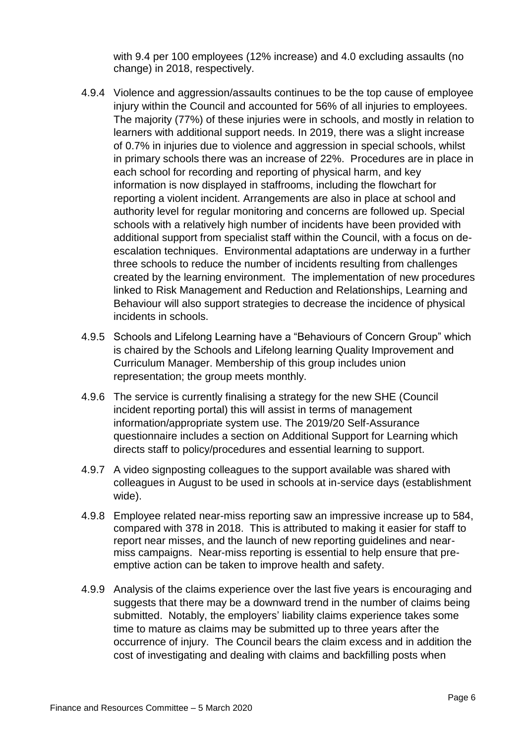with 9.4 per 100 employees (12% increase) and 4.0 excluding assaults (no change) in 2018, respectively.

4.9.4 Violence and aggression/assaults continues to be the top cause of employee injury within the Council and accounted for 56% of all injuries to employees. The majority (77%) of these injuries were in schools, and mostly in relation to learners with additional support needs. In 2019, there was a slight increase of 0.7% in injuries due to violence and aggression in special schools, whilst in primary schools there was an increase of 22%. Procedures are in place in each school for recording and reporting of physical harm, and key information is now displayed in staffrooms, including the flowchart for reporting a violent incident. Arrangements are also in place at school and authority level for regular monitoring and concerns are followed up. Special schools with a relatively high number of incidents have been provided with additional support from specialist staff within the Council, with a focus on de-escalation techniques. Environmental adaptations are underway in a further three schools to reduce the number of incidents resulting from challenges created by the learning environment. The implementation of new procedures linked to Risk Management and Reduction and Relationships, Learning and Behaviour will also support strategies to decrease the incidence of physical incidents in schools.

4.9.5 Schools and Lifelong Learning have a "Behaviours of Concern Group" which is chaired by the Schools and Lifelong learning Quality Improvement and Curriculum Manager. Membership of this group includes union representation; the group meets monthly.

4.9.6 The service is currently finalising a strategy for the new SHE (Council incident reporting portal) this will assist in terms of management information/appropriate system use. The 2019/20 Self-Assurance questionnaire includes a section on Additional Support for Learning which directs staff to policy/procedures and essential learning to support.

4.9.7 A video signposting colleagues to the support available was shared with colleagues in August to be used in schools at in-service days (establishment wide).

4.9.8 Employee related near-miss reporting saw an impressive increase up to 584, compared with 378 in 2018. This is attributed to making it easier for staff to report near misses, and the launch of new reporting guidelines and near-miss campaigns. Near-miss reporting is essential to help ensure that pre-emptive action can be taken to improve health and safety.

4.9.9 Analysis of the claims experience over the last five years is encouraging and suggests that there may be a downward trend in the number of claims being submitted. Notably, the employers' liability claims experience takes some time to mature as claims may be submitted up to three years after the occurrence of injury. The Council bears the claim excess and in addition the cost of investigating and dealing with claims and backfilling posts when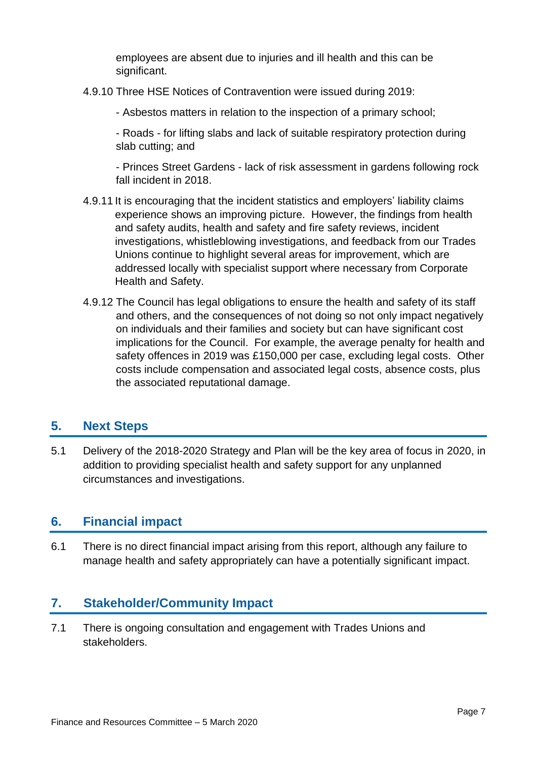employees are absent due to injuries and ill health and this can be significant.

4.9.10 Three HSE Notices of Contravention were issued during 2019:

- Asbestos matters in relation to the inspection of a primary school;

- Roads - for lifting slabs and lack of suitable respiratory protection during slab cutting; and

- Princes Street Gardens - lack of risk assessment in gardens following rock fall incident in 2018.

4.9.11 It is encouraging that the incident statistics and employers' liability claims experience shows an improving picture. However, the findings from health and safety audits, health and safety and fire safety reviews, incident investigations, whistleblowing investigations, and feedback from our Trades Unions continue to highlight several areas for improvement, which are addressed locally with specialist support where necessary from Corporate Health and Safety.

4.9.12 The Council has legal obligations to ensure the health and safety of its staff and others, and the consequences of not doing so not only impact negatively on individuals and their families and society but can have significant cost implications for the Council. For example, the average penalty for health and safety offences in 2019 was £150,000 per case, excluding legal costs. Other costs include compensation and associated legal costs, absence costs, plus the associated reputational damage.

## 5. Next Steps

5.1 Delivery of the 2018-2020 Strategy and Plan will be the key area of focus in 2020, in addition to providing specialist health and safety support for any unplanned circumstances and investigations.

## 6. Financial impact

6.1 There is no direct financial impact arising from this report, although any failure to manage health and safety appropriately can have a potentially significant impact.

## 7. Stakeholder/Community Impact

7.1 There is ongoing consultation and engagement with Trades Unions and stakeholders.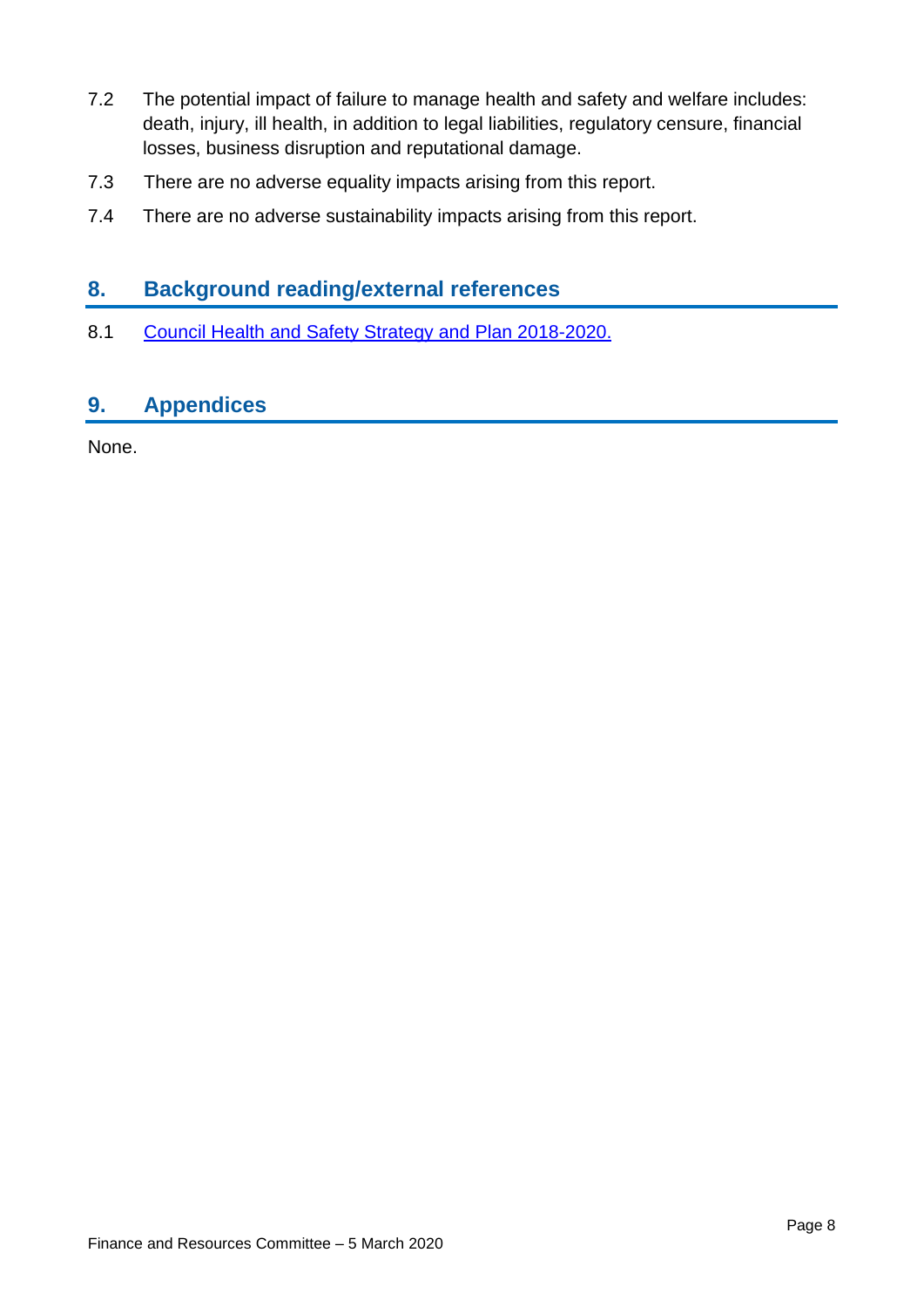7.2 The potential impact of failure to manage health and safety and welfare includes: death, injury, ill health, in addition to legal liabilities, regulatory censure, financial losses, business disruption and reputational damage.

7.3 There are no adverse equality impacts arising from this report.

7.4 There are no adverse sustainability impacts arising from this report.

## 8. Background reading/external references

8.1 Council Health and Safety Strategy and Plan 2018-2020.

## 9. Appendices

None.